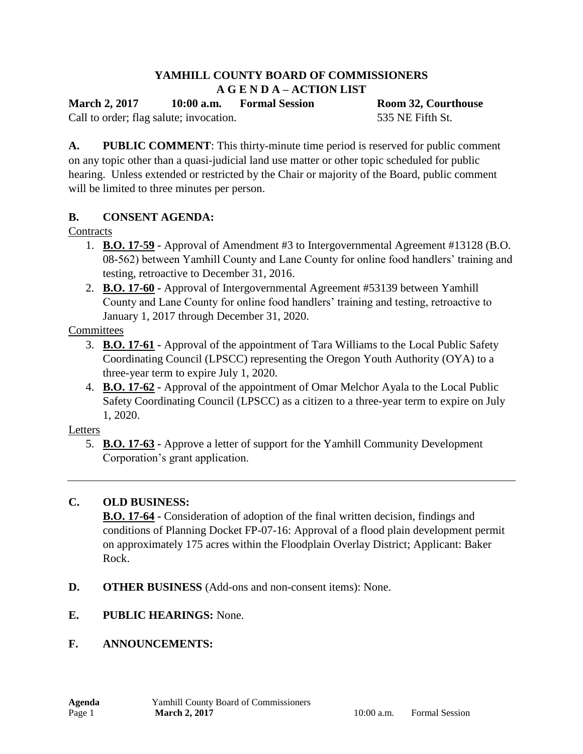# YAMHILL COUNTY BOARD OF COMMISSIONERS
## A G E N D A – ACTION LIST

**March 2, 2017 10:00 a.m. Formal Session Room 32, Courthouse**

Call to order; flag salute; invocation. 535 NE Fifth St.

**A. PUBLIC COMMENT**: This thirty-minute time period is reserved for public comment on any topic other than a quasi-judicial land use matter or other topic scheduled for public hearing. Unless extended or restricted by the Chair or majority of the Board, public comment will be limited to three minutes per person.

**B. CONSENT AGENDA:**

Contracts

1. **B.O. 17-59 -** Approval of Amendment #3 to Intergovernmental Agreement #13128 (B.O. 08-562) between Yamhill County and Lane County for online food handlers' training and testing, retroactive to December 31, 2016.
2. **B.O. 17-60 -** Approval of Intergovernmental Agreement #53139 between Yamhill County and Lane County for online food handlers' training and testing, retroactive to January 1, 2017 through December 31, 2020.

Committees

3. **B.O. 17-61 -** Approval of the appointment of Tara Williams to the Local Public Safety Coordinating Council (LPSCC) representing the Oregon Youth Authority (OYA) to a three-year term to expire July 1, 2020.
4. **B.O. 17-62 -** Approval of the appointment of Omar Melchor Ayala to the Local Public Safety Coordinating Council (LPSCC) as a citizen to a three-year term to expire on July 1, 2020.

Letters

5. **B.O. 17-63 -** Approve a letter of support for the Yamhill Community Development Corporation's grant application.

---

**C. OLD BUSINESS:**

**B.O. 17-64 -** Consideration of adoption of the final written decision, findings and conditions of Planning Docket FP-07-16: Approval of a flood plain development permit on approximately 175 acres within the Floodplain Overlay District; Applicant: Baker Rock.

**D. OTHER BUSINESS** (Add-ons and non-consent items): None.

**E. PUBLIC HEARINGS:** None.

**F. ANNOUNCEMENTS:**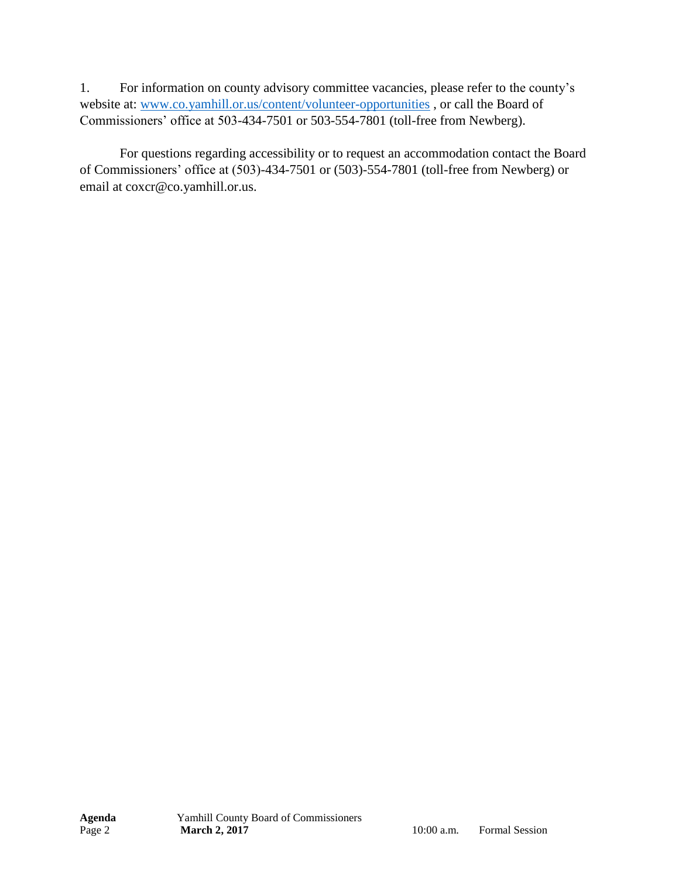1. For information on county advisory committee vacancies, please refer to the county's website at: [www.co.yamhill.or.us/content/volunteer-opportunities](http://www.co.yamhill.or.us/content/volunteer-opportunities) , or call the Board of Commissioners' office at 503-434-7501 or 503-554-7801 (toll-free from Newberg).

For questions regarding accessibility or to request an accommodation contact the Board of Commissioners' office at (503)-434-7501 or (503)-554-7801 (toll-free from Newberg) or email at coxcr@co.yamhill.or.us.